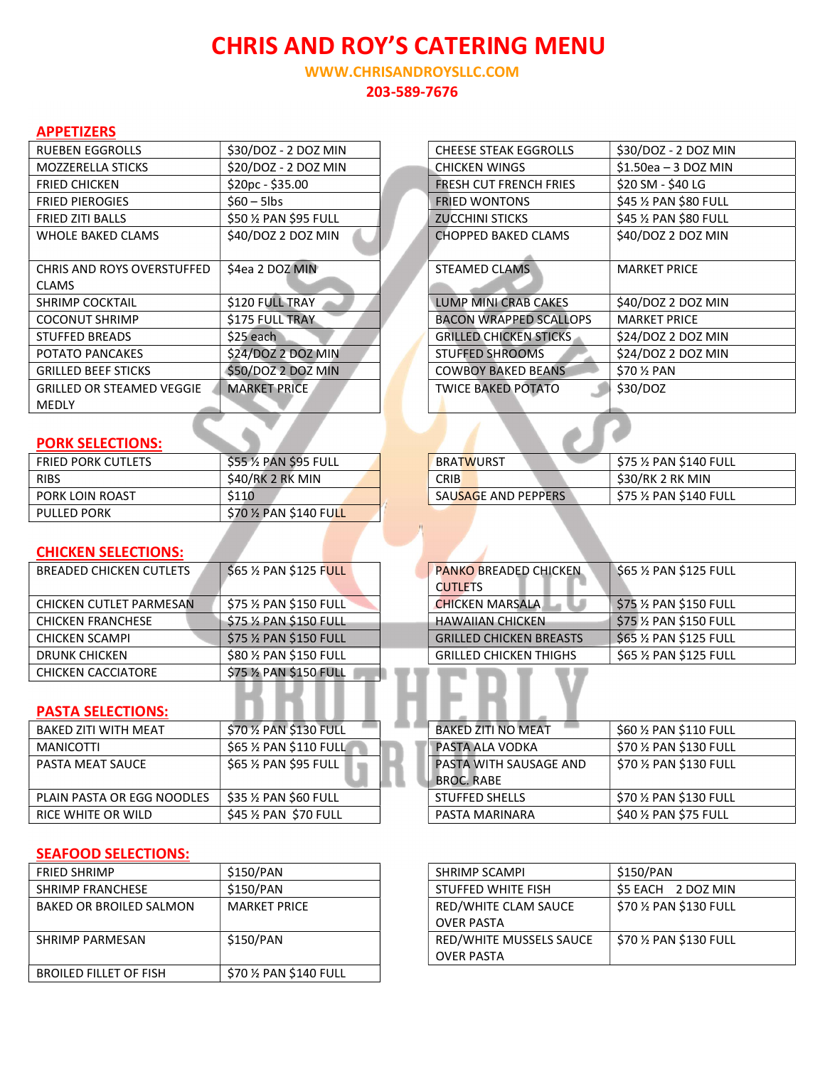# CHRIS AND ROY'S CATERING MENU

**WWW.CHRISANDROYSLLC.COM**

**203-589-7676**

## APPETIZERS

| | | | |
|---|---|---|---|
| RUEBEN EGGROLLS | $30/DOZ - 2 DOZ MIN | CHEESE STEAK EGGROLLS | $30/DOZ - 2 DOZ MIN |
| MOZZERELLA STICKS | $20/DOZ - 2 DOZ MIN | CHICKEN WINGS | $1.50ea – 3 DOZ MIN |
| FRIED CHICKEN | $20pc - $35.00 | FRESH CUT FRENCH FRIES | $20 SM - $40 LG |
| FRIED PIEROGIES | $60 – 5lbs | FRIED WONTONS | $45 ½ PAN $80 FULL |
| FRIED ZITI BALLS | $50 ½ PAN $95 FULL | ZUCCHINI STICKS | $45 ½ PAN $80 FULL |
| WHOLE BAKED CLAMS | $40/DOZ 2 DOZ MIN | CHOPPED BAKED CLAMS | $40/DOZ 2 DOZ MIN |
| CHRIS AND ROYS OVERSTUFFED CLAMS | $4ea 2 DOZ MIN | STEAMED CLAMS | MARKET PRICE |
| SHRIMP COCKTAIL | $120 FULL TRAY | LUMP MINI CRAB CAKES | $40/DOZ 2 DOZ MIN |
| COCONUT SHRIMP | $175 FULL TRAY | BACON WRAPPED SCALLOPS | MARKET PRICE |
| STUFFED BREADS | $25 each | GRILLED CHICKEN STICKS | $24/DOZ 2 DOZ MIN |
| POTATO PANCAKES | $24/DOZ 2 DOZ MIN | STUFFED SHROOMS | $24/DOZ 2 DOZ MIN |
| GRILLED BEEF STICKS | $50/DOZ 2 DOZ MIN | COWBOY BAKED BEANS | $70 ½ PAN |
| GRILLED OR STEAMED VEGGIE MEDLY | MARKET PRICE | TWICE BAKED POTATO | $30/DOZ |

## PORK SELECTIONS:

| | | | |
|---|---|---|---|
| FRIED PORK CUTLETS | $55 ½ PAN $95 FULL | BRATWURST | $75 ½ PAN $140 FULL |
| RIBS | $40/RK 2 RK MIN | CRIB | $30/RK 2 RK MIN |
| PORK LOIN ROAST | $110 | SAUSAGE AND PEPPERS | $75 ½ PAN $140 FULL |
| PULLED PORK | $70 ½ PAN $140 FULL | | |

## CHICKEN SELECTIONS:

| | | | |
|---|---|---|---|
| BREADED CHICKEN CUTLETS | $65 ½ PAN $125 FULL | PANKO BREADED CHICKEN CUTLETS | $65 ½ PAN $125 FULL |
| CHICKEN CUTLET PARMESAN | $75 ½ PAN $150 FULL | CHICKEN MARSALA | $75 ½ PAN $150 FULL |
| CHICKEN FRANCHESE | $75 ½ PAN $150 FULL | HAWAIIAN CHICKEN | $75 ½ PAN $150 FULL |
| CHICKEN SCAMPI | $75 ½ PAN $150 FULL | GRILLED CHICKEN BREASTS | $65 ½ PAN $125 FULL |
| DRUNK CHICKEN | $80 ½ PAN $150 FULL | GRILLED CHICKEN THIGHS | $65 ½ PAN $125 FULL |
| CHICKEN CACCIATORE | $75 ½ PAN $150 FULL | | |

## PASTA SELECTIONS:

| | | | |
|---|---|---|---|
| BAKED ZITI WITH MEAT | $70 ½ PAN $130 FULL | BAKED ZITI NO MEAT | $60 ½ PAN $110 FULL |
| MANICOTTI | $65 ½ PAN $110 FULL | PASTA ALA VODKA | $70 ½ PAN $130 FULL |
| PASTA MEAT SAUCE | $65 ½ PAN $95 FULL | PASTA WITH SAUSAGE AND BROC. RABE | $70 ½ PAN $130 FULL |
| PLAIN PASTA OR EGG NOODLES | $35 ½ PAN $60 FULL | STUFFED SHELLS | $70 ½ PAN $130 FULL |
| RICE WHITE OR WILD | $45 ½ PAN $70 FULL | PASTA MARINARA | $40 ½ PAN $75 FULL |

## SEAFOOD SELECTIONS:

| | | | |
|---|---|---|---|
| FRIED SHRIMP | $150/PAN | SHRIMP SCAMPI | $150/PAN |
| SHRIMP FRANCHESE | $150/PAN | STUFFED WHITE FISH | $5 EACH 2 DOZ MIN |
| BAKED OR BROILED SALMON | MARKET PRICE | RED/WHITE CLAM SAUCE OVER PASTA | $70 ½ PAN $130 FULL |
| SHRIMP PARMESAN | $150/PAN | RED/WHITE MUSSELS SAUCE OVER PASTA | $70 ½ PAN $130 FULL |
| BROILED FILLET OF FISH | $70 ½ PAN $140 FULL | | |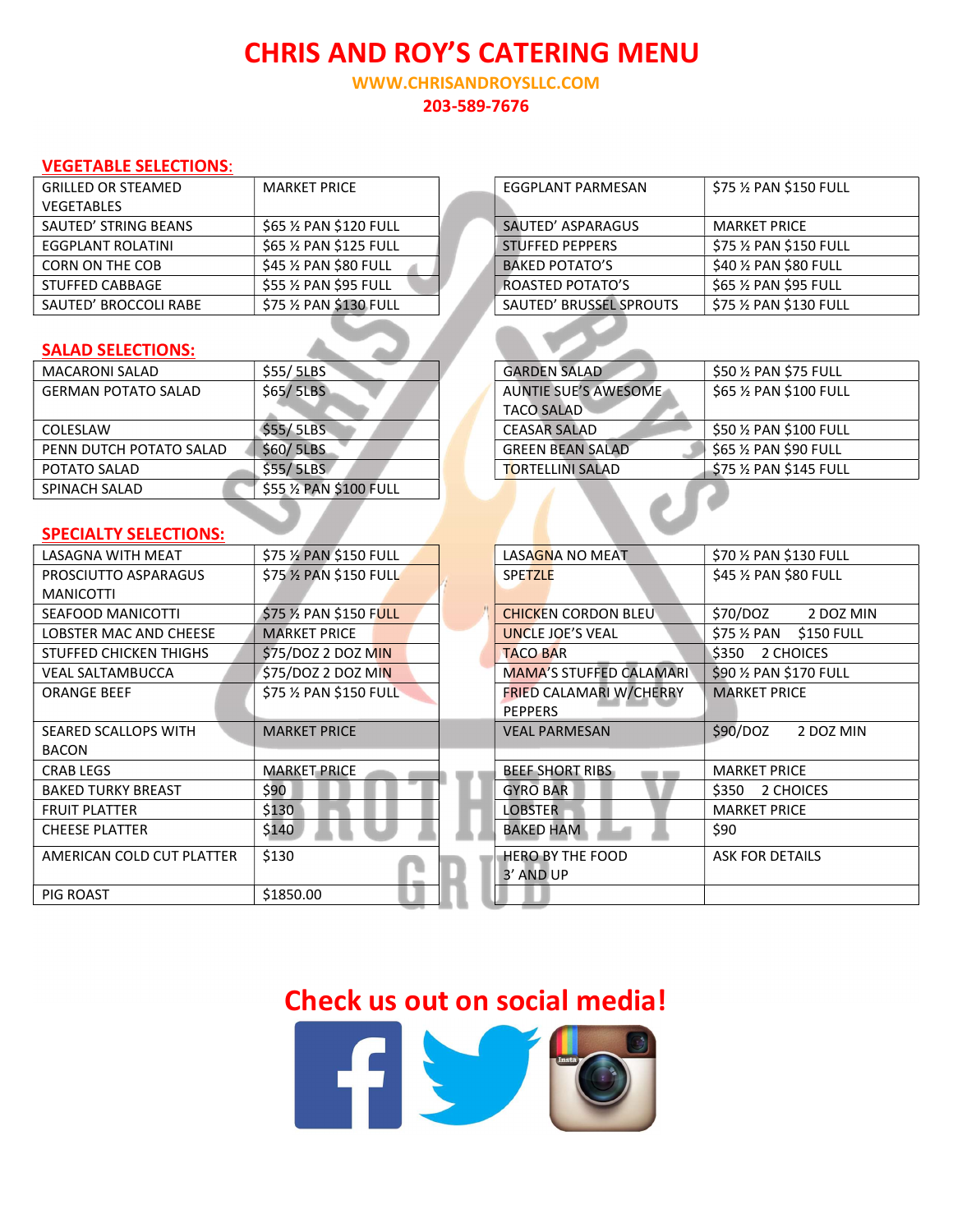# CHRIS AND ROY'S CATERING MENU

**WWW.CHRISANDROYSLLC.COM**

**203-589-7676**

## VEGETABLE SELECTIONS:

| | | | |
|---|---|---|---|
| GRILLED OR STEAMED VEGETABLES | MARKET PRICE | EGGPLANT PARMESAN | $75 ½ PAN $150 FULL |
| SAUTED' STRING BEANS | $65 ½ PAN $120 FULL | SAUTED' ASPARAGUS | MARKET PRICE |
| EGGPLANT ROLATINI | $65 ½ PAN $125 FULL | STUFFED PEPPERS | $75 ½ PAN $150 FULL |
| CORN ON THE COB | $45 ½ PAN $80 FULL | BAKED POTATO'S | $40 ½ PAN $80 FULL |
| STUFFED CABBAGE | $55 ½ PAN $95 FULL | ROASTED POTATO'S | $65 ½ PAN $95 FULL |
| SAUTED' BROCCOLI RABE | $75 ½ PAN $130 FULL | SAUTED' BRUSSEL SPROUTS | $75 ½ PAN $130 FULL |

## SALAD SELECTIONS:

| | | | |
|---|---|---|---|
| MACARONI SALAD | $55/ 5LBS | GARDEN SALAD | $50 ½ PAN $75 FULL |
| GERMAN POTATO SALAD | $65/ 5LBS | AUNTIE SUE'S AWESOME TACO SALAD | $65 ½ PAN $100 FULL |
| COLESLAW | $55/ 5LBS | CEASAR SALAD | $50 ½ PAN $100 FULL |
| PENN DUTCH POTATO SALAD | $60/ 5LBS | GREEN BEAN SALAD | $65 ½ PAN $90 FULL |
| POTATO SALAD | $55/ 5LBS | TORTELLINI SALAD | $75 ½ PAN $145 FULL |
| SPINACH SALAD | $55 ½ PAN $100 FULL | | |

## SPECIALTY SELECTIONS:

| | | | |
|---|---|---|---|
| LASAGNA WITH MEAT | $75 ½ PAN $150 FULL | LASAGNA NO MEAT | $70 ½ PAN $130 FULL |
| PROSCIUTTO ASPARAGUS MANICOTTI | $75 ½ PAN $150 FULL | SPETZLE | $45 ½ PAN $80 FULL |
| SEAFOOD MANICOTTI | $75 ½ PAN $150 FULL | CHICKEN CORDON BLEU | $70/DOZ 2 DOZ MIN |
| LOBSTER MAC AND CHEESE | MARKET PRICE | UNCLE JOE'S VEAL | $75 ½ PAN $150 FULL |
| STUFFED CHICKEN THIGHS | $75/DOZ 2 DOZ MIN | TACO BAR | $350 2 CHOICES |
| VEAL SALTAMBUCCA | $75/DOZ 2 DOZ MIN | MAMA'S STUFFED CALAMARI | $90 ½ PAN $170 FULL |
| ORANGE BEEF | $75 ½ PAN $150 FULL | FRIED CALAMARI W/CHERRY PEPPERS | MARKET PRICE |
| SEARED SCALLOPS WITH BACON | MARKET PRICE | VEAL PARMESAN | $90/DOZ 2 DOZ MIN |
| CRAB LEGS | MARKET PRICE | BEEF SHORT RIBS | MARKET PRICE |
| BAKED TURKY BREAST | $90 | GYRO BAR | $350 2 CHOICES |
| FRUIT PLATTER | $130 | LOBSTER | MARKET PRICE |
| CHEESE PLATTER | $140 | BAKED HAM | $90 |
| AMERICAN COLD CUT PLATTER | $130 | HERO BY THE FOOD 3' AND UP | ASK FOR DETAILS |
| PIG ROAST | $1850.00 | | |

## Check us out on social media!